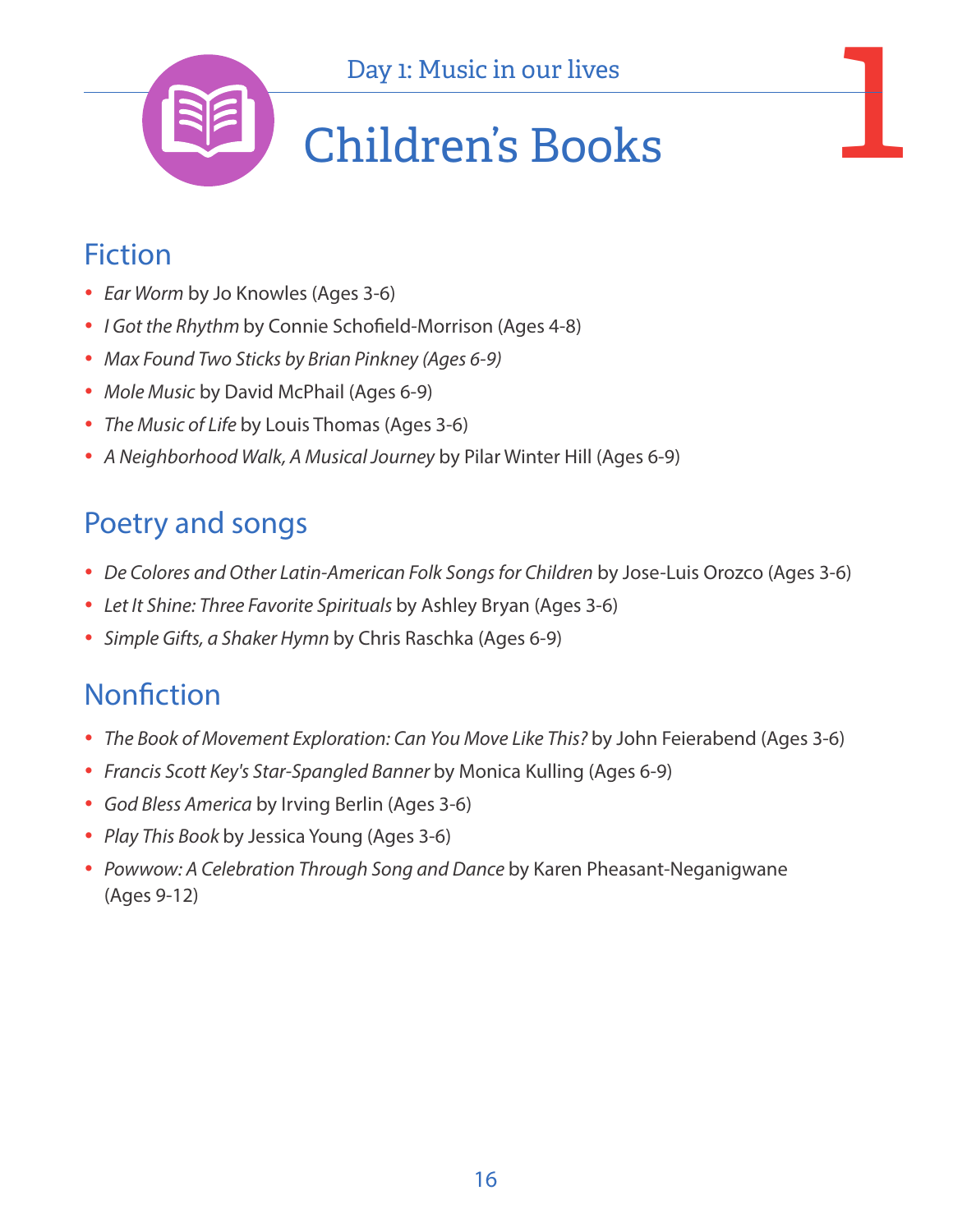Day 1: Music in our lives

# Children's Books

## Fiction

- *Ear Worm* by Jo Knowles (Ages 3-6)
- *I Got the Rhythm* by Connie Schofield-Morrison (Ages 4-8)
- *Max Found Two Sticks by Brian Pinkney (Ages 6-9)*
- *Mole Music* by David McPhail (Ages 6-9)
- *The Music of Life* by Louis Thomas (Ages 3-6)
- *A Neighborhood Walk, A Musical Journey* by Pilar Winter Hill (Ages 6-9)

## Poetry and songs

- *De Colores and Other Latin-American Folk Songs for Children* by Jose-Luis Orozco (Ages 3-6)
- *Let It Shine: Three Favorite Spirituals* by Ashley Bryan (Ages 3-6)
- *Simple Gifts, a Shaker Hymn* by Chris Raschka (Ages 6-9)

## Nonfiction

- *The Book of Movement Exploration: Can You Move Like This?* by John Feierabend (Ages 3-6)
- *Francis Scott Key's Star-Spangled Banner* by Monica Kulling (Ages 6-9)
- *God Bless America* by Irving Berlin (Ages 3-6)
- *Play This Book* by Jessica Young (Ages 3-6)
- *Powwow: A Celebration Through Song and Dance* by Karen Pheasant-Neganigwane (Ages 9-12)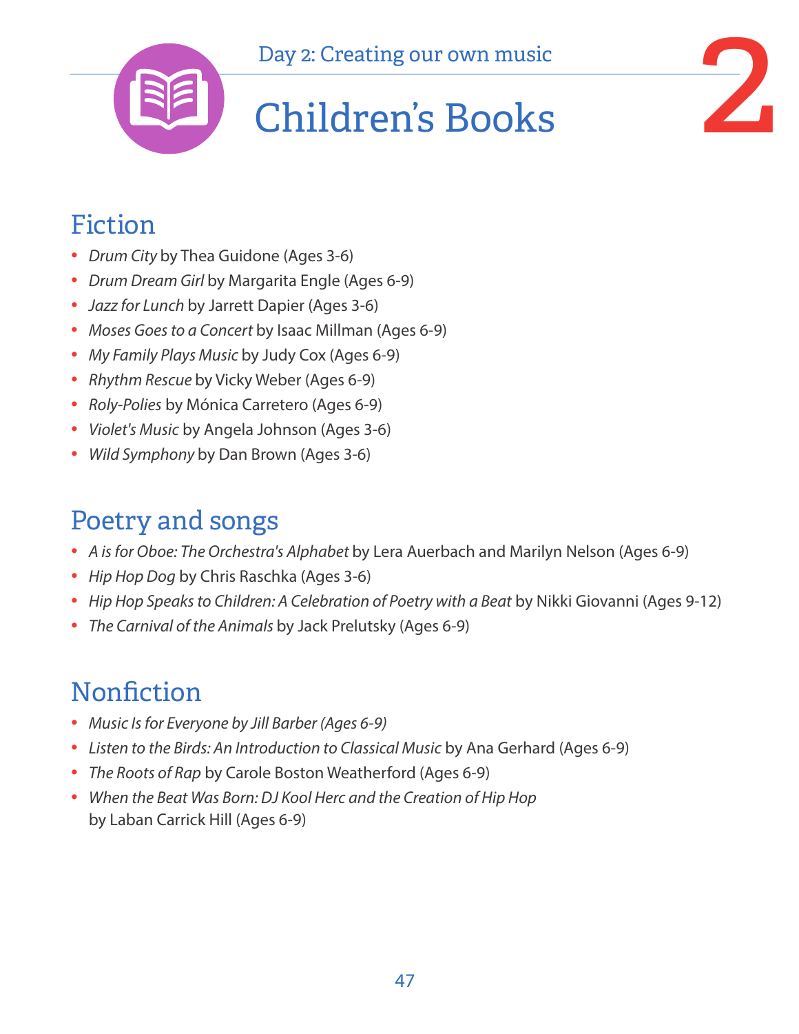Day 2: Creating our own music

# Children's Books

## Fiction

- *Drum City* by Thea Guidone (Ages 3-6)
- *Drum Dream Girl* by Margarita Engle (Ages 6-9)
- *Jazz for Lunch* by Jarrett Dapier (Ages 3-6)
- *Moses Goes to a Concert* by Isaac Millman (Ages 6-9)
- *My Family Plays Music* by Judy Cox (Ages 6-9)
- *Rhythm Rescue* by Vicky Weber (Ages 6-9)
- *Roly-Polies* by Mónica Carretero (Ages 6-9)
- *Violet's Music* by Angela Johnson (Ages 3-6)
- *Wild Symphony* by Dan Brown (Ages 3-6)

## Poetry and songs

- *A is for Oboe: The Orchestra's Alphabet* by Lera Auerbach and Marilyn Nelson (Ages 6-9)
- *Hip Hop Dog* by Chris Raschka (Ages 3-6)
- *Hip Hop Speaks to Children: A Celebration of Poetry with a Beat* by Nikki Giovanni (Ages 9-12)
- *The Carnival of the Animals* by Jack Prelutsky (Ages 6-9)

## Nonfiction

- *Music Is for Everyone by Jill Barber (Ages 6-9)*
- *Listen to the Birds: An Introduction to Classical Music* by Ana Gerhard (Ages 6-9)
- *The Roots of Rap* by Carole Boston Weatherford (Ages 6-9)
- *When the Beat Was Born: DJ Kool Herc and the Creation of Hip Hop* by Laban Carrick Hill (Ages 6-9)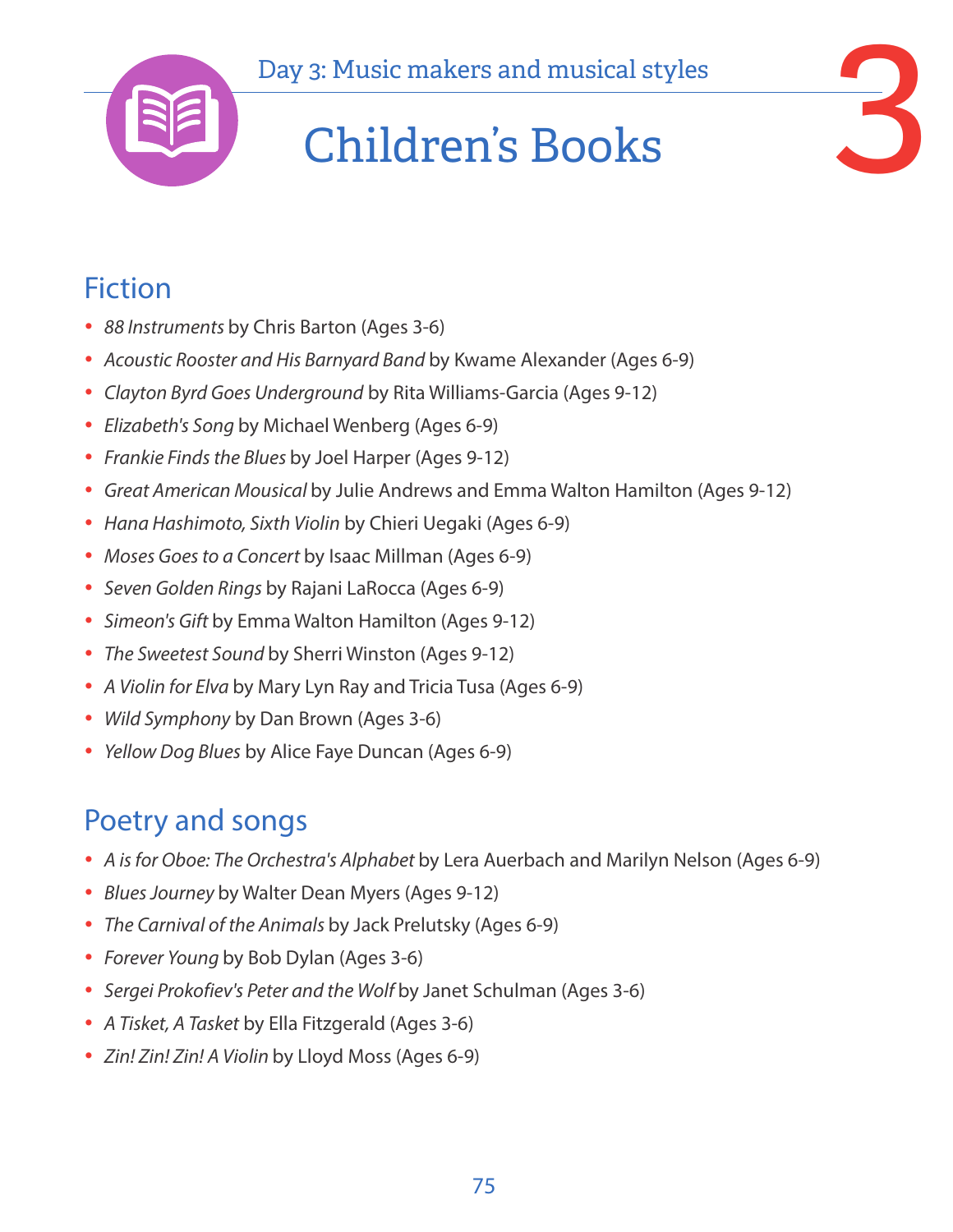Day 3: Music makers and musical styles

# Children's Books

## Fiction

- *88 Instruments* by Chris Barton (Ages 3-6)
- *Acoustic Rooster and His Barnyard Band* by Kwame Alexander (Ages 6-9)
- *Clayton Byrd Goes Underground* by Rita Williams-Garcia (Ages 9-12)
- *Elizabeth's Song* by Michael Wenberg (Ages 6-9)
- *Frankie Finds the Blues* by Joel Harper (Ages 9-12)
- *Great American Mousical* by Julie Andrews and Emma Walton Hamilton (Ages 9-12)
- *Hana Hashimoto, Sixth Violin* by Chieri Uegaki (Ages 6-9)
- *Moses Goes to a Concert* by Isaac Millman (Ages 6-9)
- *Seven Golden Rings* by Rajani LaRocca (Ages 6-9)
- *Simeon's Gift* by Emma Walton Hamilton (Ages 9-12)
- *The Sweetest Sound* by Sherri Winston (Ages 9-12)
- *A Violin for Elva* by Mary Lyn Ray and Tricia Tusa (Ages 6-9)
- *Wild Symphony* by Dan Brown (Ages 3-6)
- *Yellow Dog Blues* by Alice Faye Duncan (Ages 6-9)

## Poetry and songs

- *A is for Oboe: The Orchestra's Alphabet* by Lera Auerbach and Marilyn Nelson (Ages 6-9)
- *Blues Journey* by Walter Dean Myers (Ages 9-12)
- *The Carnival of the Animals* by Jack Prelutsky (Ages 6-9)
- *Forever Young* by Bob Dylan (Ages 3-6)
- *Sergei Prokofiev's Peter and the Wolf* by Janet Schulman (Ages 3-6)
- *A Tisket, A Tasket* by Ella Fitzgerald (Ages 3-6)
- *Zin! Zin! Zin! A Violin* by Lloyd Moss (Ages 6-9)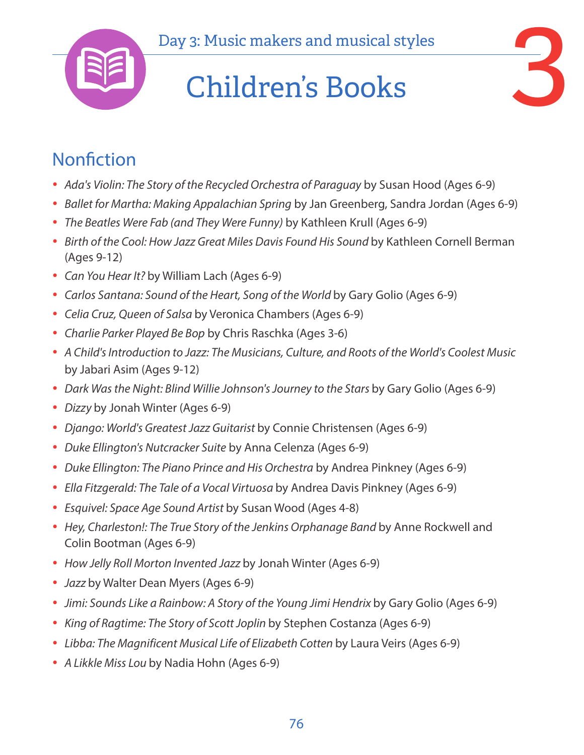Day 3: Music makers and musical styles

# Children's Books

## Nonfiction

- *Ada's Violin: The Story of the Recycled Orchestra of Paraguay* by Susan Hood (Ages 6-9)
- *Ballet for Martha: Making Appalachian Spring* by Jan Greenberg, Sandra Jordan (Ages 6-9)
- *The Beatles Were Fab (and They Were Funny)* by Kathleen Krull (Ages 6-9)
- *Birth of the Cool: How Jazz Great Miles Davis Found His Sound* by Kathleen Cornell Berman (Ages 9-12)
- *Can You Hear It?* by William Lach (Ages 6-9)
- *Carlos Santana: Sound of the Heart, Song of the World* by Gary Golio (Ages 6-9)
- *Celia Cruz, Queen of Salsa* by Veronica Chambers (Ages 6-9)
- *Charlie Parker Played Be Bop* by Chris Raschka (Ages 3-6)
- *A Child's Introduction to Jazz: The Musicians, Culture, and Roots of the World's Coolest Music* by Jabari Asim (Ages 9-12)
- *Dark Was the Night: Blind Willie Johnson's Journey to the Stars* by Gary Golio (Ages 6-9)
- *Dizzy* by Jonah Winter (Ages 6-9)
- *Django: World's Greatest Jazz Guitarist* by Connie Christensen (Ages 6-9)
- *Duke Ellington's Nutcracker Suite* by Anna Celenza (Ages 6-9)
- *Duke Ellington: The Piano Prince and His Orchestra* by Andrea Pinkney (Ages 6-9)
- *Ella Fitzgerald: The Tale of a Vocal Virtuosa* by Andrea Davis Pinkney (Ages 6-9)
- *Esquivel: Space Age Sound Artist* by Susan Wood (Ages 4-8)
- *Hey, Charleston!: The True Story of the Jenkins Orphanage Band* by Anne Rockwell and Colin Bootman (Ages 6-9)
- *How Jelly Roll Morton Invented Jazz* by Jonah Winter (Ages 6-9)
- *Jazz* by Walter Dean Myers (Ages 6-9)
- *Jimi: Sounds Like a Rainbow: A Story of the Young Jimi Hendrix* by Gary Golio (Ages 6-9)
- *King of Ragtime: The Story of Scott Joplin* by Stephen Costanza (Ages 6-9)
- *Libba: The Magnificent Musical Life of Elizabeth Cotten* by Laura Veirs (Ages 6-9)
- *A Likkle Miss Lou* by Nadia Hohn (Ages 6-9)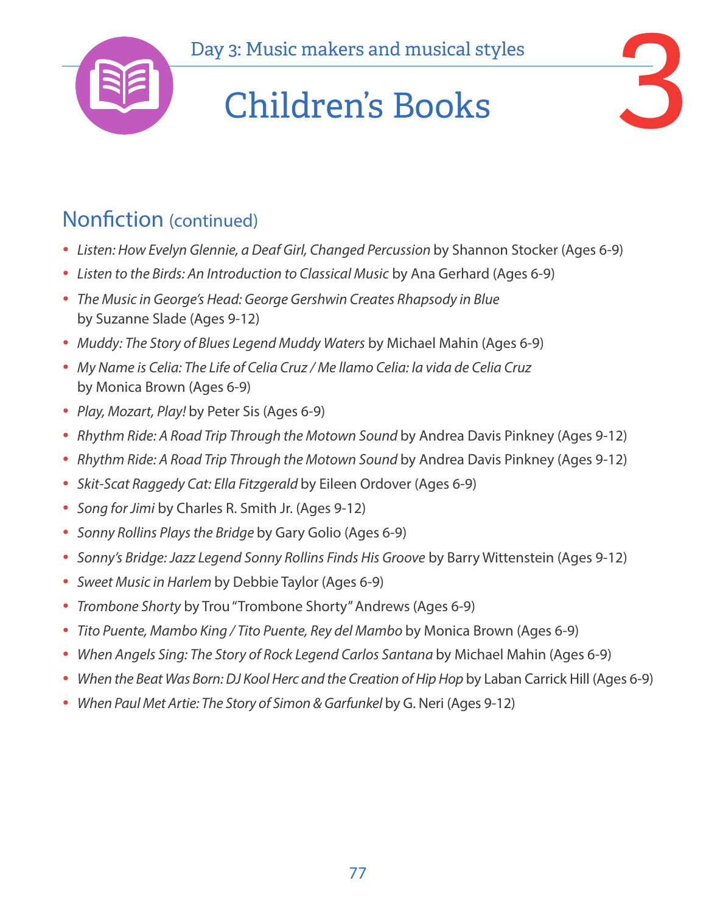Day 3: Music makers and musical styles

# Children's Books

## Nonfiction (continued)

- *Listen: How Evelyn Glennie, a Deaf Girl, Changed Percussion* by Shannon Stocker (Ages 6-9)
- *Listen to the Birds: An Introduction to Classical Music* by Ana Gerhard (Ages 6-9)
- *The Music in George's Head: George Gershwin Creates Rhapsody in Blue* by Suzanne Slade (Ages 9-12)
- *Muddy: The Story of Blues Legend Muddy Waters* by Michael Mahin (Ages 6-9)
- *My Name is Celia: The Life of Celia Cruz / Me llamo Celia: la vida de Celia Cruz* by Monica Brown (Ages 6-9)
- *Play, Mozart, Play!* by Peter Sis (Ages 6-9)
- *Rhythm Ride: A Road Trip Through the Motown Sound* by Andrea Davis Pinkney (Ages 9-12)
- *Rhythm Ride: A Road Trip Through the Motown Sound* by Andrea Davis Pinkney (Ages 9-12)
- *Skit-Scat Raggedy Cat: Ella Fitzgerald* by Eileen Ordover (Ages 6-9)
- *Song for Jimi* by Charles R. Smith Jr. (Ages 9-12)
- *Sonny Rollins Plays the Bridge* by Gary Golio (Ages 6-9)
- *Sonny's Bridge: Jazz Legend Sonny Rollins Finds His Groove* by Barry Wittenstein (Ages 9-12)
- *Sweet Music in Harlem* by Debbie Taylor (Ages 6-9)
- *Trombone Shorty* by Trou "Trombone Shorty" Andrews (Ages 6-9)
- *Tito Puente, Mambo King / Tito Puente, Rey del Mambo* by Monica Brown (Ages 6-9)
- *When Angels Sing: The Story of Rock Legend Carlos Santana* by Michael Mahin (Ages 6-9)
- *When the Beat Was Born: DJ Kool Herc and the Creation of Hip Hop* by Laban Carrick Hill (Ages 6-9)
- *When Paul Met Artie: The Story of Simon & Garfunkel* by G. Neri (Ages 9-12)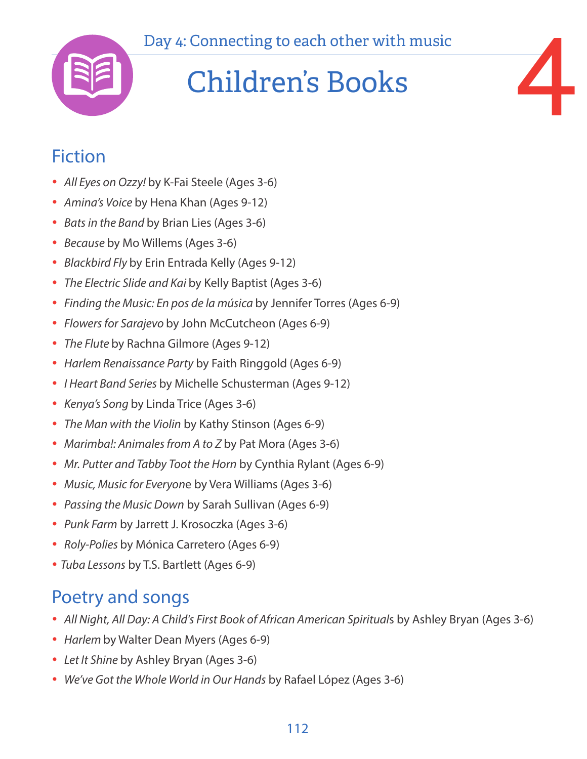Day 4: Connecting to each other with music

# Children's Books

4

## Fiction

- *All Eyes on Ozzy!* by K-Fai Steele (Ages 3-6)
- *Amina's Voice* by Hena Khan (Ages 9-12)
- *Bats in the Band* by Brian Lies (Ages 3-6)
- *Because* by Mo Willems (Ages 3-6)
- *Blackbird Fly* by Erin Entrada Kelly (Ages 9-12)
- *The Electric Slide and Kai* by Kelly Baptist (Ages 3-6)
- *Finding the Music: En pos de la música* by Jennifer Torres (Ages 6-9)
- *Flowers for Sarajevo* by John McCutcheon (Ages 6-9)
- *The Flute* by Rachna Gilmore (Ages 9-12)
- *Harlem Renaissance Party* by Faith Ringgold (Ages 6-9)
- *I Heart Band Series* by Michelle Schusterman (Ages 9-12)
- *Kenya's Song* by Linda Trice (Ages 3-6)
- *The Man with the Violin* by Kathy Stinson (Ages 6-9)
- *Marimba!: Animales from A to Z* by Pat Mora (Ages 3-6)
- *Mr. Putter and Tabby Toot the Horn* by Cynthia Rylant (Ages 6-9)
- *Music, Music for Everyon*e by Vera Williams (Ages 3-6)
- *Passing the Music Down* by Sarah Sullivan (Ages 6-9)
- *Punk Farm* by Jarrett J. Krosoczka (Ages 3-6)
- *Roly-Polies* by Mónica Carretero (Ages 6-9)
- *Tuba Lessons* by T.S. Bartlett (Ages 6-9)

## Poetry and songs

- *All Night, All Day: A Child's First Book of African American Spiritual*s by Ashley Bryan (Ages 3-6)
- *Harlem* by Walter Dean Myers (Ages 6-9)
- *Let It Shine* by Ashley Bryan (Ages 3-6)
- *We've Got the Whole World in Our Hands* by Rafael López (Ages 3-6)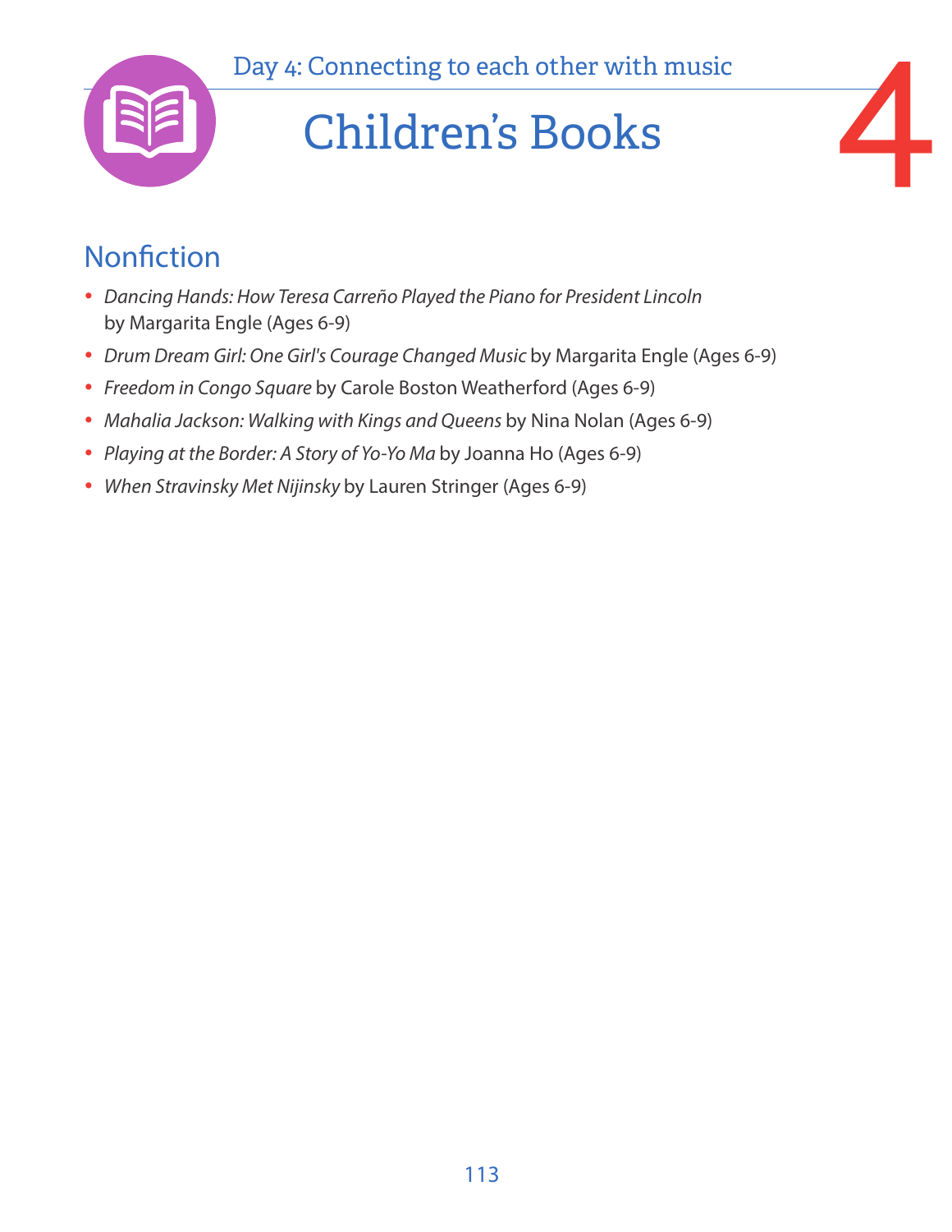Day 4: Connecting to each other with music

# Children's Books

4

## Nonfiction

- *Dancing Hands: How Teresa Carreño Played the Piano for President Lincoln* by Margarita Engle (Ages 6-9)
- *Drum Dream Girl: One Girl's Courage Changed Music* by Margarita Engle (Ages 6-9)
- *Freedom in Congo Square* by Carole Boston Weatherford (Ages 6-9)
- *Mahalia Jackson: Walking with Kings and Queens* by Nina Nolan (Ages 6-9)
- *Playing at the Border: A Story of Yo-Yo Ma* by Joanna Ho (Ages 6-9)
- *When Stravinsky Met Nijinsky* by Lauren Stringer (Ages 6-9)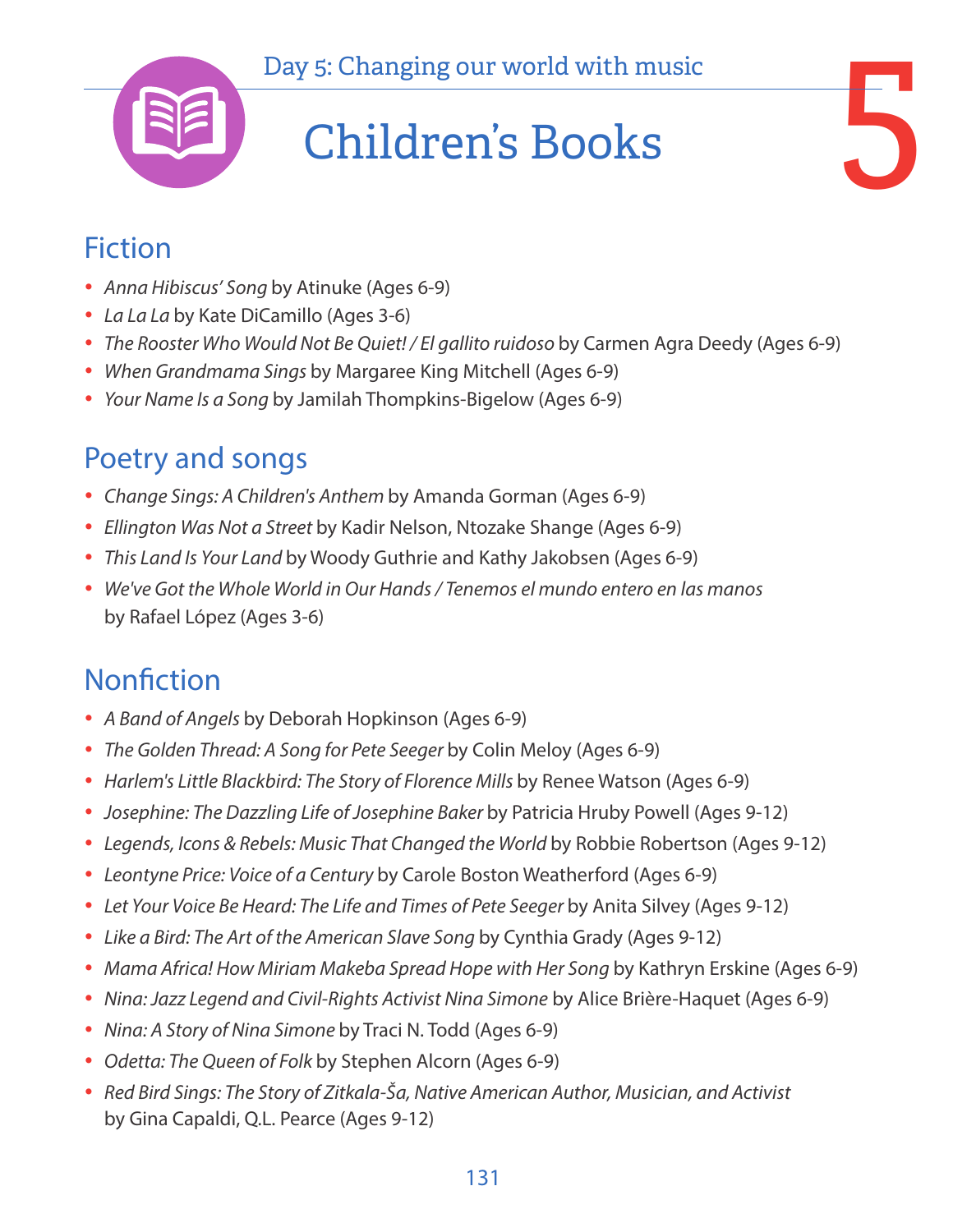Day 5: Changing our world with music

# Children's Books

5

## Fiction

- *Anna Hibiscus' Song* by Atinuke (Ages 6-9)
- *La La La* by Kate DiCamillo (Ages 3-6)
- *The Rooster Who Would Not Be Quiet! / El gallito ruidoso* by Carmen Agra Deedy (Ages 6-9)
- *When Grandmama Sings* by Margaree King Mitchell (Ages 6-9)
- *Your Name Is a Song* by Jamilah Thompkins-Bigelow (Ages 6-9)

## Poetry and songs

- *Change Sings: A Children's Anthem* by Amanda Gorman (Ages 6-9)
- *Ellington Was Not a Street* by Kadir Nelson, Ntozake Shange (Ages 6-9)
- *This Land Is Your Land* by Woody Guthrie and Kathy Jakobsen (Ages 6-9)
- *We've Got the Whole World in Our Hands / Tenemos el mundo entero en las manos* by Rafael López (Ages 3-6)

## Nonfiction

- *A Band of Angels* by Deborah Hopkinson (Ages 6-9)
- *The Golden Thread: A Song for Pete Seeger* by Colin Meloy (Ages 6-9)
- *Harlem's Little Blackbird: The Story of Florence Mills* by Renee Watson (Ages 6-9)
- *Josephine: The Dazzling Life of Josephine Baker* by Patricia Hruby Powell (Ages 9-12)
- *Legends, Icons & Rebels: Music That Changed the World* by Robbie Robertson (Ages 9-12)
- *Leontyne Price: Voice of a Century* by Carole Boston Weatherford (Ages 6-9)
- *Let Your Voice Be Heard: The Life and Times of Pete Seeger* by Anita Silvey (Ages 9-12)
- *Like a Bird: The Art of the American Slave Song* by Cynthia Grady (Ages 9-12)
- *Mama Africa! How Miriam Makeba Spread Hope with Her Song* by Kathryn Erskine (Ages 6-9)
- *Nina: Jazz Legend and Civil-Rights Activist Nina Simone* by Alice Brière-Haquet (Ages 6-9)
- *Nina: A Story of Nina Simone* by Traci N. Todd (Ages 6-9)
- *Odetta: The Queen of Folk* by Stephen Alcorn (Ages 6-9)
- *Red Bird Sings: The Story of Zitkala-Ša, Native American Author, Musician, and Activist* by Gina Capaldi, Q.L. Pearce (Ages 9-12)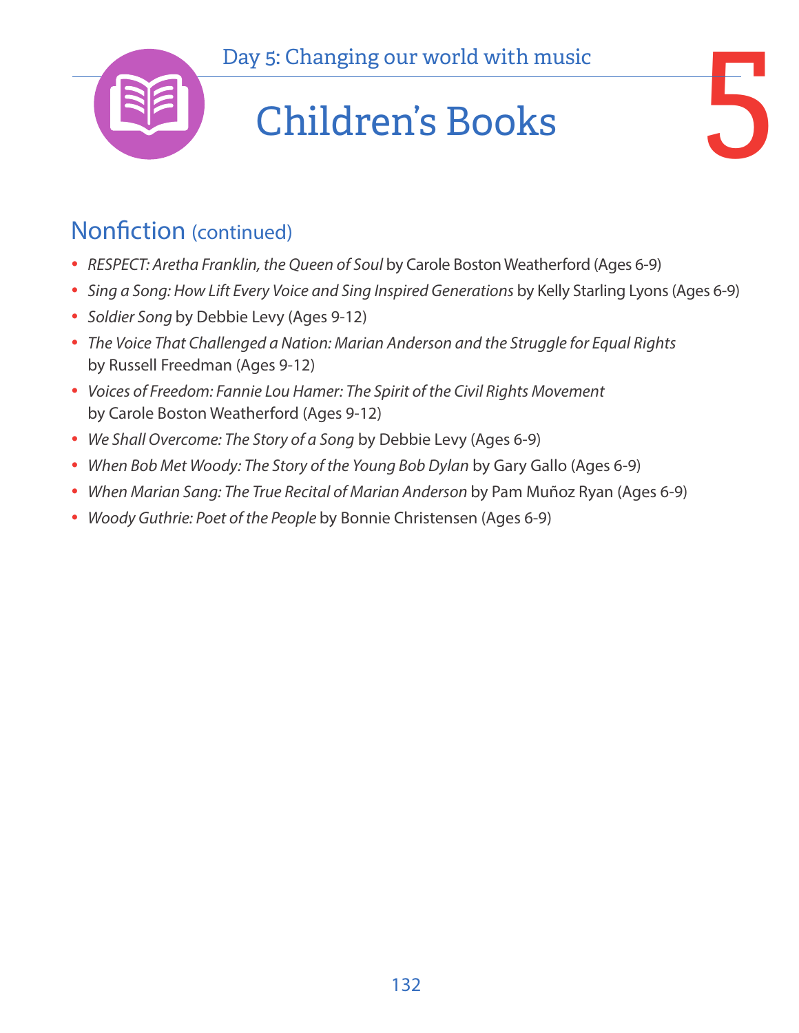Day 5: Changing our world with music

# Children's Books

## Nonfiction (continued)

- *RESPECT: Aretha Franklin, the Queen of Soul* by Carole Boston Weatherford (Ages 6-9)
- *Sing a Song: How Lift Every Voice and Sing Inspired Generations* by Kelly Starling Lyons (Ages 6-9)
- *Soldier Song* by Debbie Levy (Ages 9-12)
- *The Voice That Challenged a Nation: Marian Anderson and the Struggle for Equal Rights* by Russell Freedman (Ages 9-12)
- *Voices of Freedom: Fannie Lou Hamer: The Spirit of the Civil Rights Movement* by Carole Boston Weatherford (Ages 9-12)
- *We Shall Overcome: The Story of a Song* by Debbie Levy (Ages 6-9)
- *When Bob Met Woody: The Story of the Young Bob Dylan* by Gary Gallo (Ages 6-9)
- *When Marian Sang: The True Recital of Marian Anderson* by Pam Muñoz Ryan (Ages 6-9)
- *Woody Guthrie: Poet of the People* by Bonnie Christensen (Ages 6-9)